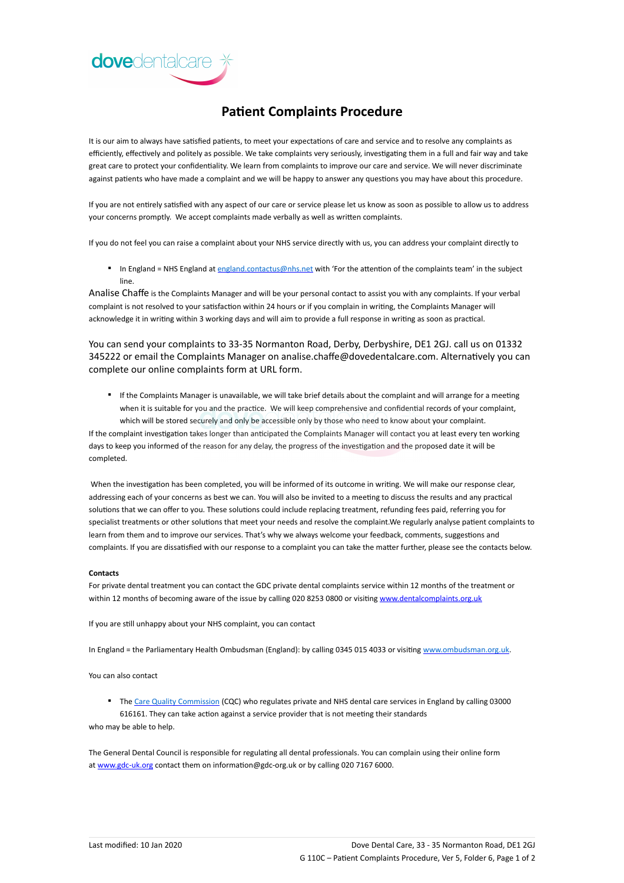# Patient Complaints Procedure

It is our aim to always have satisfied patients, to meet your expectations of care and service and to resolve any complaints as efficiently, effectively and politely as possible. We take complaints very seriously, investigating them in a full and fair way and take great care to protect your confidentiality. We learn from complaints to improve our care and service. We will never discriminate against patients who have made a complaint and we will be happy to answer any questions you may have about this procedure.

If you are not entirely satisfied with any aspect of our care or service please let us know as soon as possible to allow us to address your concerns promptly. We accept complaints made verbally as well as written complaints.

If you do not feel you can raise a complaint about your NHS service directly with us, you can address your complaint directly to

- In England = NHS England at england.contactus@nhs.net with 'For the attention of the complaints team' in the subject line.

Analise Chaffe is the Complaints Manager and will be your personal contact to assist you with any complaints. If your verbal complaint is not resolved to your satisfaction within 24 hours or if you complain in writing, the Complaints Manager will acknowledge it in writing within 3 working days and will aim to provide a full response in writing as soon as practical.

You can send your complaints to 33-35 Normanton Road, Derby, Derbyshire, DE1 2GJ. call us on 01332 345222 or email the Complaints Manager on analise.chaffe@dovedentalcare.com. Alternatively you can complete our online complaints form at URL form.

- If the Complaints Manager is unavailable, we will take brief details about the complaint and will arrange for a meeting when it is suitable for you and the practice. We will keep comprehensive and confidential records of your complaint, which will be stored securely and only be accessible only by those who need to know about your complaint.

If the complaint investigation takes longer than anticipated the Complaints Manager will contact you at least every ten working days to keep you informed of the reason for any delay, the progress of the investigation and the proposed date it will be completed.

When the investigation has been completed, you will be informed of its outcome in writing. We will make our response clear, addressing each of your concerns as best we can. You will also be invited to a meeting to discuss the results and any practical solutions that we can offer to you. These solutions could include replacing treatment, refunding fees paid, referring you for specialist treatments or other solutions that meet your needs and resolve the complaint.We regularly analyse patient complaints to learn from them and to improve our services. That's why we always welcome your feedback, comments, suggestions and complaints. If you are dissatisfied with our response to a complaint you can take the matter further, please see the contacts below.

**Contacts**

For private dental treatment you can contact the GDC private dental complaints service within 12 months of the treatment or within 12 months of becoming aware of the issue by calling 020 8253 0800 or visiting www.dentalcomplaints.org.uk

If you are still unhappy about your NHS complaint, you can contact

In England = the Parliamentary Health Ombudsman (England): by calling 0345 015 4033 or visiting www.ombudsman.org.uk.

You can also contact

- The Care Quality Commission (CQC) who regulates private and NHS dental care services in England by calling 03000 616161. They can take action against a service provider that is not meeting their standards

who may be able to help.

The General Dental Council is responsible for regulating all dental professionals. You can complain using their online form at www.gdc-uk.org contact them on information@gdc-org.uk or by calling 020 7167 6000.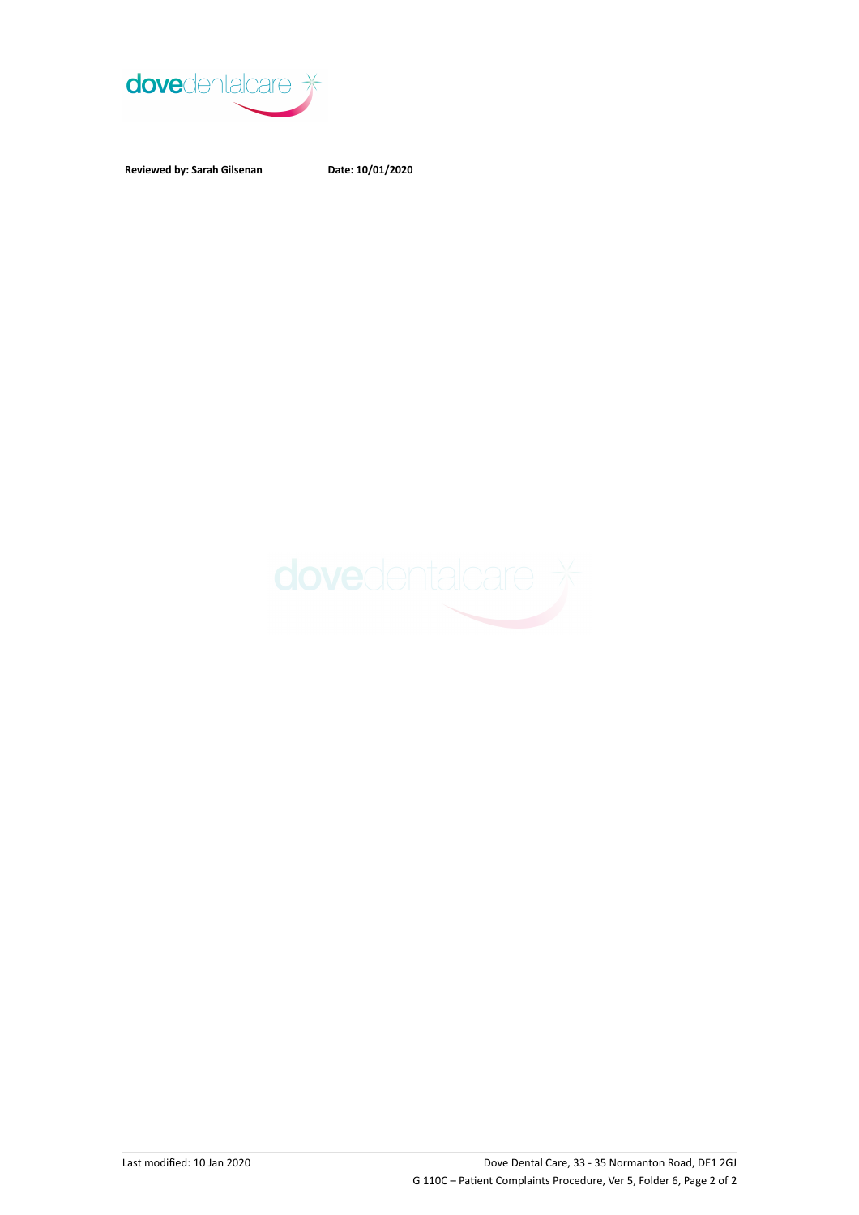**Reviewed by: Sarah Gilsenan** **Date: 10/01/2020**